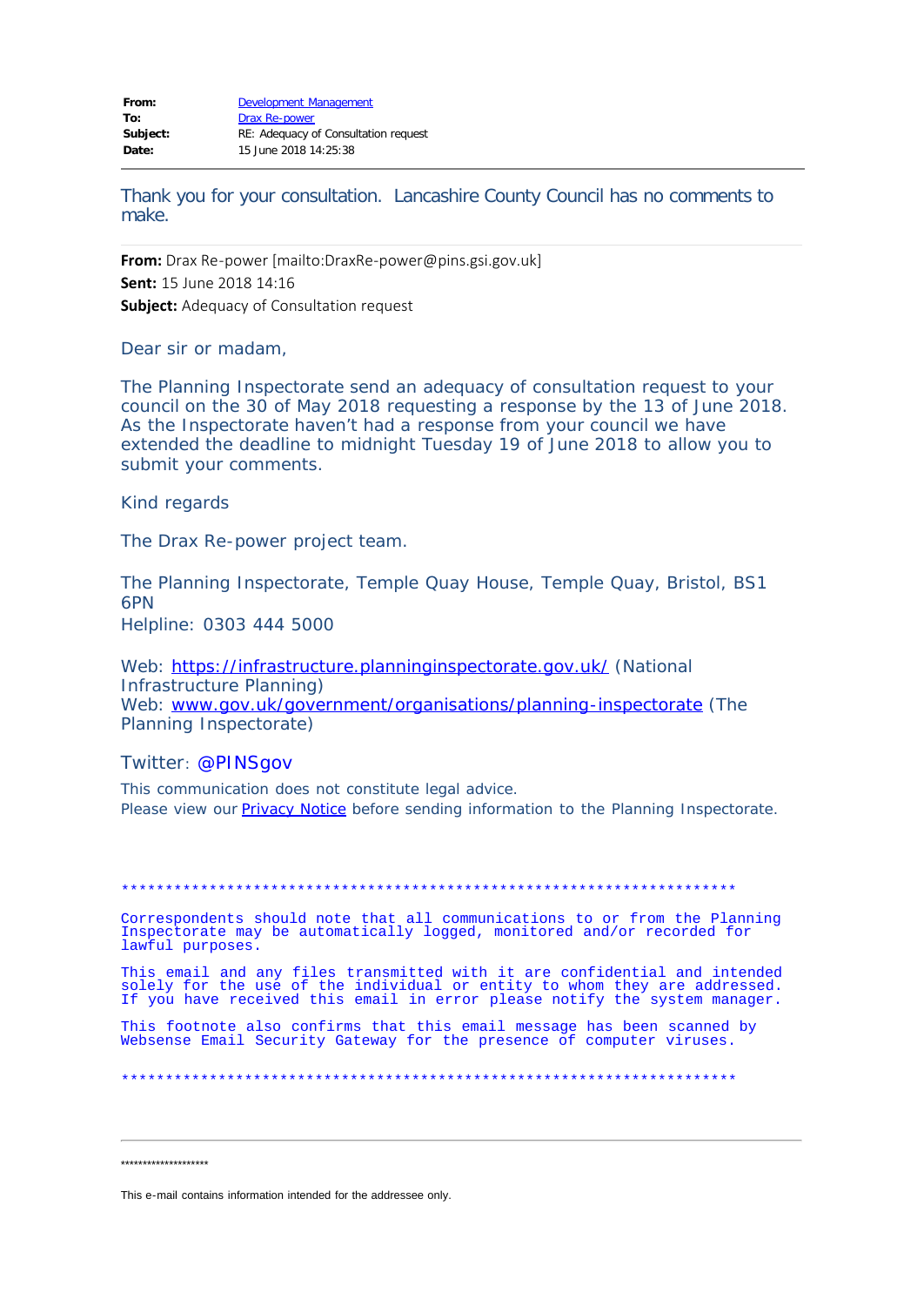**From:** Development Management
**To:** Drax Re-power
**Subject:** RE: Adequacy of Consultation request
**Date:** 15 June 2018 14:25:38

---

Thank you for your consultation. Lancashire County Council has no comments to make.

---

**From:** Drax Re-power [mailto:DraxRe-power@pins.gsi.gov.uk]
**Sent:** 15 June 2018 14:16
**Subject:** Adequacy of Consultation request

Dear sir or madam,

The Planning Inspectorate send an adequacy of consultation request to your council on the 30 of May 2018 requesting a response by the 13 of June 2018. As the Inspectorate haven't had a response from your council we have extended the deadline to midnight Tuesday 19 of June 2018 to allow you to submit your comments.

Kind regards

The Drax Re-power project team.

The Planning Inspectorate, Temple Quay House, Temple Quay, Bristol, BS1 6PN
Helpline: 0303 444 5000

Web: https://infrastructure.planninginspectorate.gov.uk/ (National Infrastructure Planning)
Web: www.gov.uk/government/organisations/planning-inspectorate (The Planning Inspectorate)

Twitter: @PINSgov

This communication does not constitute legal advice.
Please view our Privacy Notice before sending information to the Planning Inspectorate.

**********************************************************************

Correspondents should note that all communications to or from the Planning Inspectorate may be automatically logged, monitored and/or recorded for lawful purposes.

This email and any files transmitted with it are confidential and intended solely for the use of the individual or entity to whom they are addressed. If you have received this email in error please notify the system manager.

This footnote also confirms that this email message has been scanned by Websense Email Security Gateway for the presence of computer viruses.

**********************************************************************

---

********************

This e-mail contains information intended for the addressee only.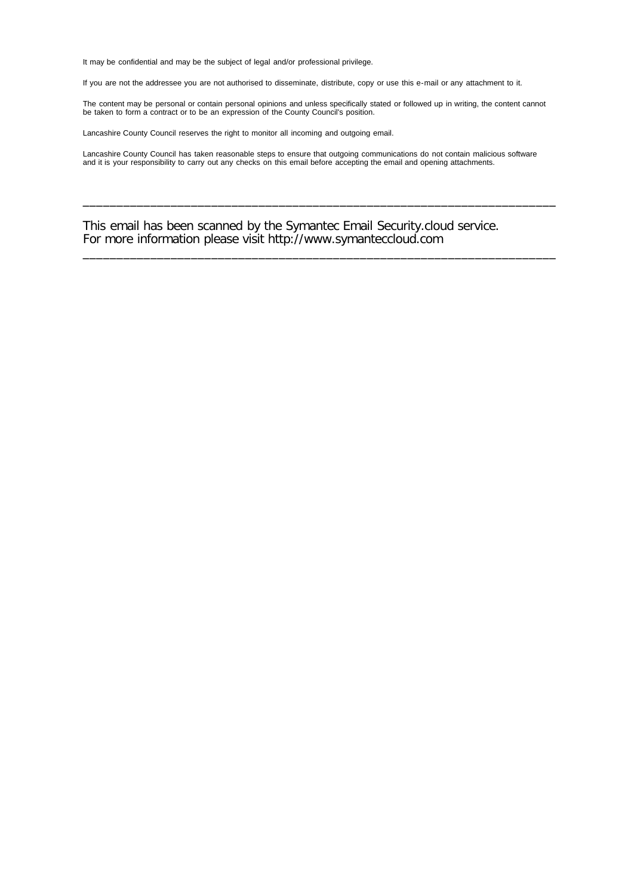It may be confidential and may be the subject of legal and/or professional privilege.

If you are not the addressee you are not authorised to disseminate, distribute, copy or use this e-mail or any attachment to it.

The content may be personal or contain personal opinions and unless specifically stated or followed up in writing, the content cannot be taken to form a contract or to be an expression of the County Council's position.

Lancashire County Council reserves the right to monitor all incoming and outgoing email.

Lancashire County Council has taken reasonable steps to ensure that outgoing communications do not contain malicious software and it is your responsibility to carry out any checks on this email before accepting the email and opening attachments.

---

This email has been scanned by the Symantec Email Security.cloud service.
For more information please visit http://www.symanteccloud.com

---